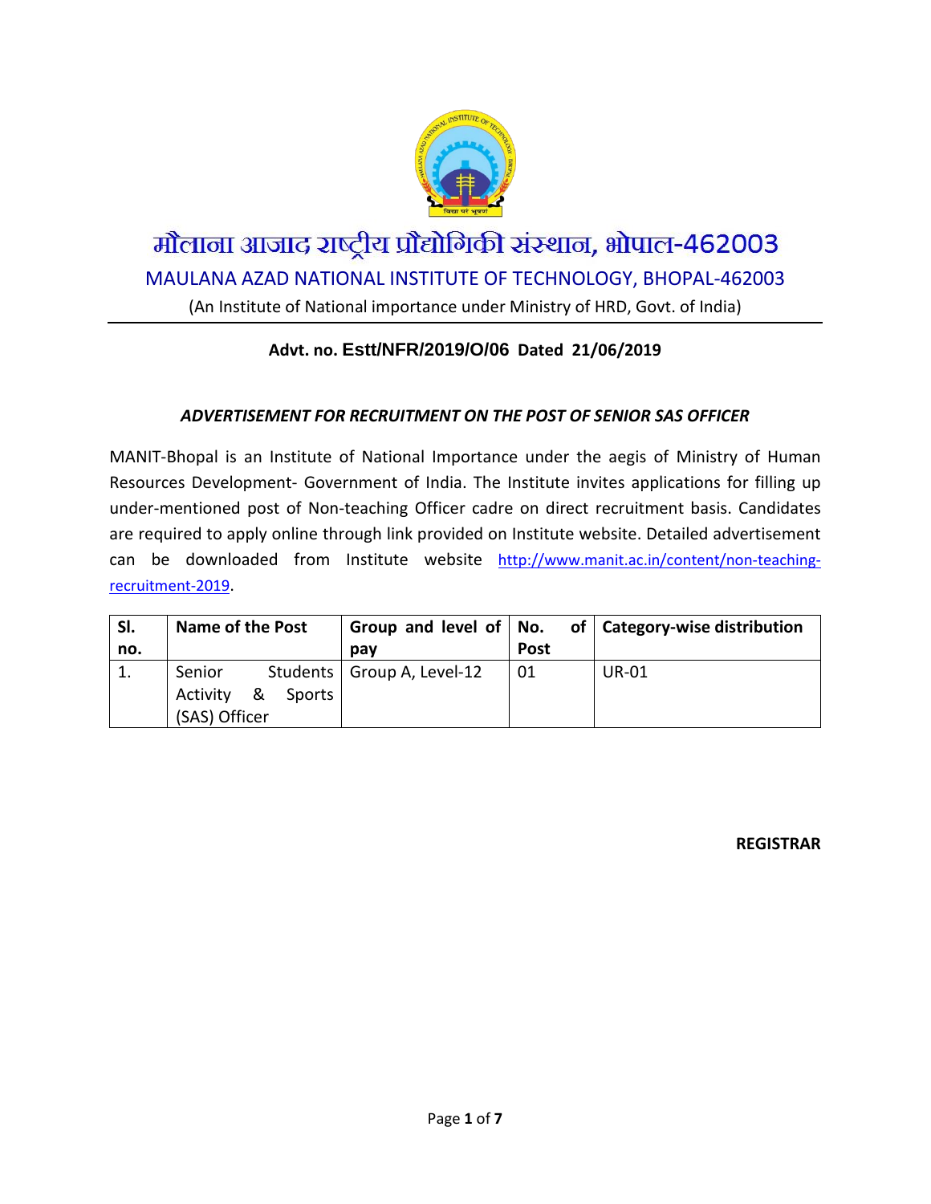# मौलाना आजाद राष्ट्रीय प्रौद्योगिकी संस्थान, भोपाल-462003

## MAULANA AZAD NATIONAL INSTITUTE OF TECHNOLOGY, BHOPAL-462003

(An Institute of National importance under Ministry of HRD, Govt. of India)

**Advt. no. Estt/NFR/2019/O/06 Dated 21/06/2019**

***ADVERTISEMENT FOR RECRUITMENT ON THE POST OF SENIOR SAS OFFICER***

MANIT-Bhopal is an Institute of National Importance under the aegis of Ministry of Human Resources Development- Government of India. The Institute invites applications for filling up under-mentioned post of Non-teaching Officer cadre on direct recruitment basis. Candidates are required to apply online through link provided on Institute website. Detailed advertisement can be downloaded from Institute website http://www.manit.ac.in/content/non-teaching-recruitment-2019.

| Sl. no. | Name of the Post | Group and level of pay | No. of Post | Category-wise distribution |
|---|---|---|---|---|
| 1. | Senior Students Activity & Sports (SAS) Officer | Group A, Level-12 | 01 | UR-01 |

**REGISTRAR**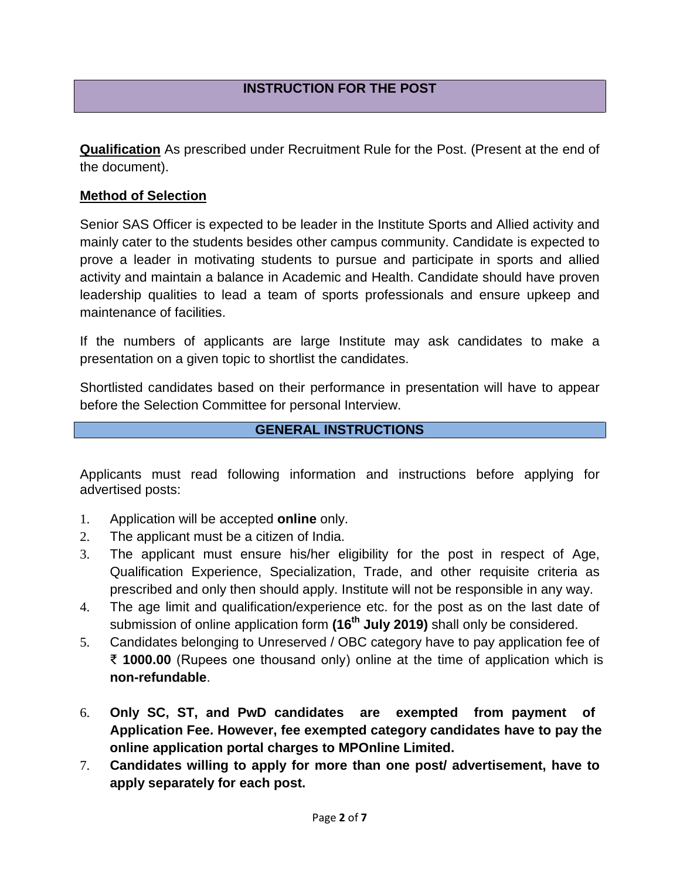## INSTRUCTION FOR THE POST

**Qualification** As prescribed under Recruitment Rule for the Post. (Present at the end of the document).

**Method of Selection**

Senior SAS Officer is expected to be leader in the Institute Sports and Allied activity and mainly cater to the students besides other campus community. Candidate is expected to prove a leader in motivating students to pursue and participate in sports and allied activity and maintain a balance in Academic and Health. Candidate should have proven leadership qualities to lead a team of sports professionals and ensure upkeep and maintenance of facilities.

If the numbers of applicants are large Institute may ask candidates to make a presentation on a given topic to shortlist the candidates.

Shortlisted candidates based on their performance in presentation will have to appear before the Selection Committee for personal Interview.

## GENERAL INSTRUCTIONS

Applicants must read following information and instructions before applying for advertised posts:

1. Application will be accepted **online** only.
2. The applicant must be a citizen of India.
3. The applicant must ensure his/her eligibility for the post in respect of Age, Qualification Experience, Specialization, Trade, and other requisite criteria as prescribed and only then should apply. Institute will not be responsible in any way.
4. The age limit and qualification/experience etc. for the post as on the last date of submission of online application form **(16th July 2019)** shall only be considered.
5. Candidates belonging to Unreserved / OBC category have to pay application fee of **₹ 1000.00** (Rupees one thousand only) online at the time of application which is **non-refundable**.
6. **Only SC, ST, and PwD candidates are exempted from payment of Application Fee. However, fee exempted category candidates have to pay the online application portal charges to MPOnline Limited.**
7. **Candidates willing to apply for more than one post/ advertisement, have to apply separately for each post.**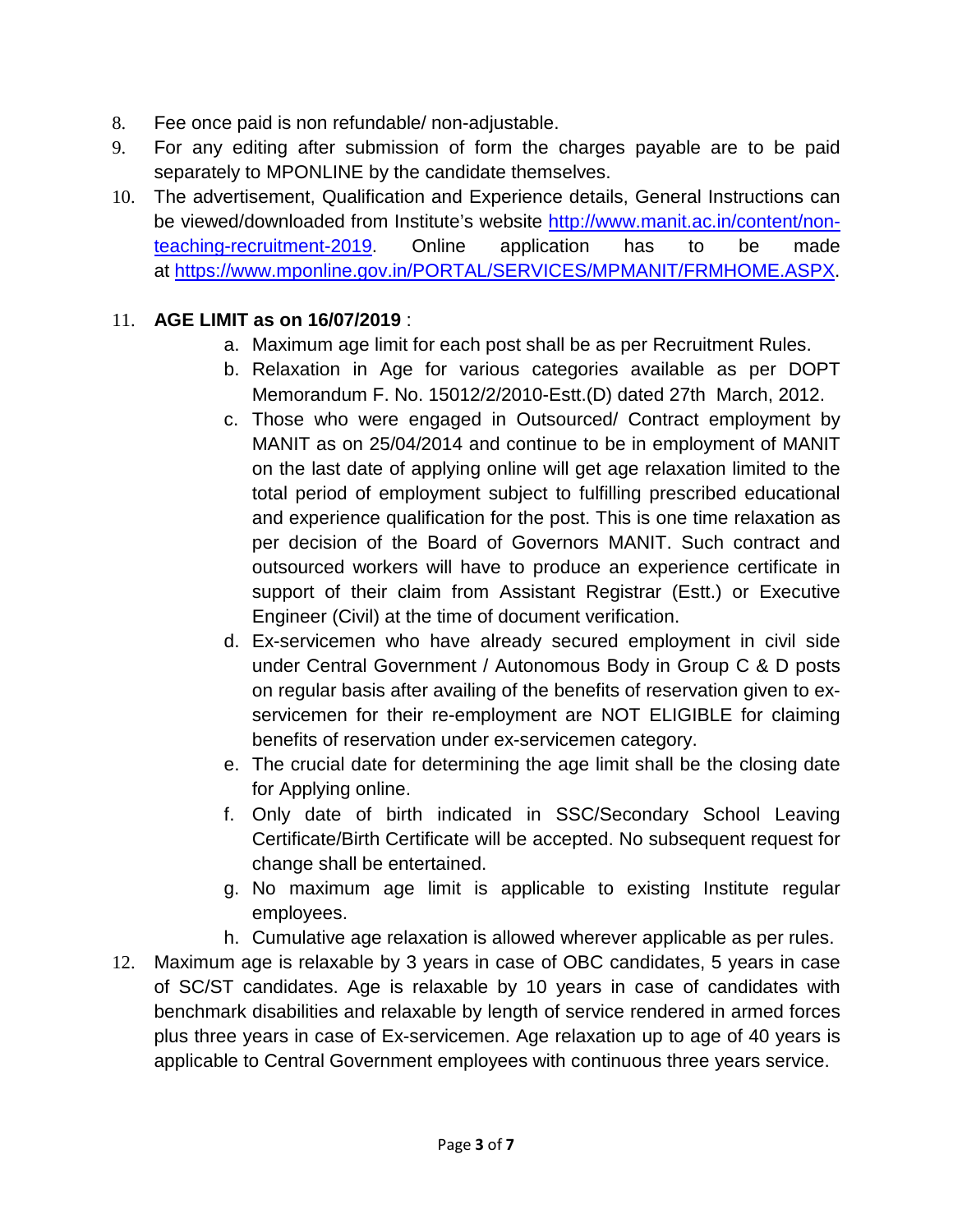8. Fee once paid is non refundable/ non-adjustable.
9. For any editing after submission of form the charges payable are to be paid separately to MPONLINE by the candidate themselves.
10. The advertisement, Qualification and Experience details, General Instructions can be viewed/downloaded from Institute's website [http://www.manit.ac.in/content/non-teaching-recruitment-2019](http://www.manit.ac.in/content/non-teaching-recruitment-2019). Online application has to be made at [https://www.mponline.gov.in/PORTAL/SERVICES/MPMANIT/FRMHOME.ASPX](https://www.mponline.gov.in/PORTAL/SERVICES/MPMANIT/FRMHOME.ASPX).
11. **AGE LIMIT as on 16/07/2019** :
    a. Maximum age limit for each post shall be as per Recruitment Rules.
    b. Relaxation in Age for various categories available as per DOPT Memorandum F. No. 15012/2/2010-Estt.(D) dated 27th March, 2012.
    c. Those who were engaged in Outsourced/ Contract employment by MANIT as on 25/04/2014 and continue to be in employment of MANIT on the last date of applying online will get age relaxation limited to the total period of employment subject to fulfilling prescribed educational and experience qualification for the post. This is one time relaxation as per decision of the Board of Governors MANIT. Such contract and outsourced workers will have to produce an experience certificate in support of their claim from Assistant Registrar (Estt.) or Executive Engineer (Civil) at the time of document verification.
    d. Ex-servicemen who have already secured employment in civil side under Central Government / Autonomous Body in Group C & D posts on regular basis after availing of the benefits of reservation given to ex-servicemen for their re-employment are NOT ELIGIBLE for claiming benefits of reservation under ex-servicemen category.
    e. The crucial date for determining the age limit shall be the closing date for Applying online.
    f. Only date of birth indicated in SSC/Secondary School Leaving Certificate/Birth Certificate will be accepted. No subsequent request for change shall be entertained.
    g. No maximum age limit is applicable to existing Institute regular employees.
    h. Cumulative age relaxation is allowed wherever applicable as per rules.
12. Maximum age is relaxable by 3 years in case of OBC candidates, 5 years in case of SC/ST candidates. Age is relaxable by 10 years in case of candidates with benchmark disabilities and relaxable by length of service rendered in armed forces plus three years in case of Ex-servicemen. Age relaxation up to age of 40 years is applicable to Central Government employees with continuous three years service.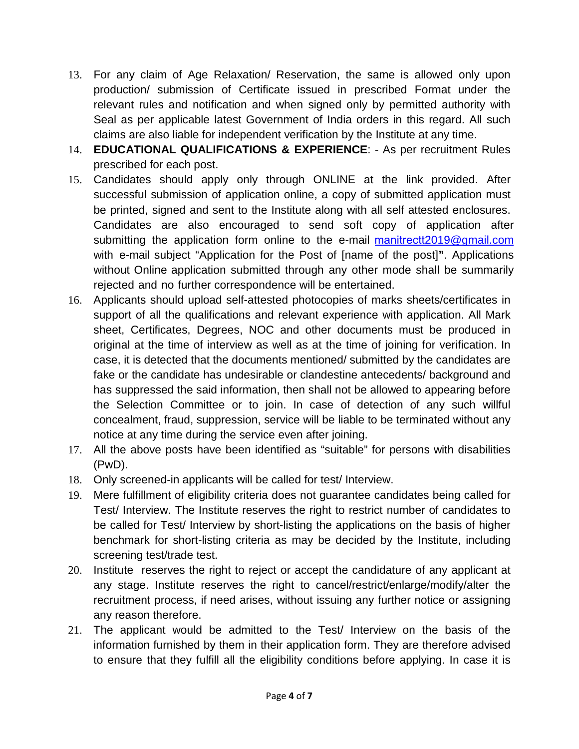13. For any claim of Age Relaxation/ Reservation, the same is allowed only upon production/ submission of Certificate issued in prescribed Format under the relevant rules and notification and when signed only by permitted authority with Seal as per applicable latest Government of India orders in this regard. All such claims are also liable for independent verification by the Institute at any time.
14. **EDUCATIONAL QUALIFICATIONS & EXPERIENCE**: - As per recruitment Rules prescribed for each post.
15. Candidates should apply only through ONLINE at the link provided. After successful submission of application online, a copy of submitted application must be printed, signed and sent to the Institute along with all self attested enclosures. Candidates are also encouraged to send soft copy of application after submitting the application form online to the e-mail manitrectt2019@gmail.com with e-mail subject "Application for the Post of [name of the post]**"**. Applications without Online application submitted through any other mode shall be summarily rejected and no further correspondence will be entertained.
16. Applicants should upload self-attested photocopies of marks sheets/certificates in support of all the qualifications and relevant experience with application. All Mark sheet, Certificates, Degrees, NOC and other documents must be produced in original at the time of interview as well as at the time of joining for verification. In case, it is detected that the documents mentioned/ submitted by the candidates are fake or the candidate has undesirable or clandestine antecedents/ background and has suppressed the said information, then shall not be allowed to appearing before the Selection Committee or to join. In case of detection of any such willful concealment, fraud, suppression, service will be liable to be terminated without any notice at any time during the service even after joining.
17. All the above posts have been identified as "suitable" for persons with disabilities (PwD).
18. Only screened-in applicants will be called for test/ Interview.
19. Mere fulfillment of eligibility criteria does not guarantee candidates being called for Test/ Interview. The Institute reserves the right to restrict number of candidates to be called for Test/ Interview by short-listing the applications on the basis of higher benchmark for short-listing criteria as may be decided by the Institute, including screening test/trade test.
20. Institute reserves the right to reject or accept the candidature of any applicant at any stage. Institute reserves the right to cancel/restrict/enlarge/modify/alter the recruitment process, if need arises, without issuing any further notice or assigning any reason therefore.
21. The applicant would be admitted to the Test/ Interview on the basis of the information furnished by them in their application form. They are therefore advised to ensure that they fulfill all the eligibility conditions before applying. In case it is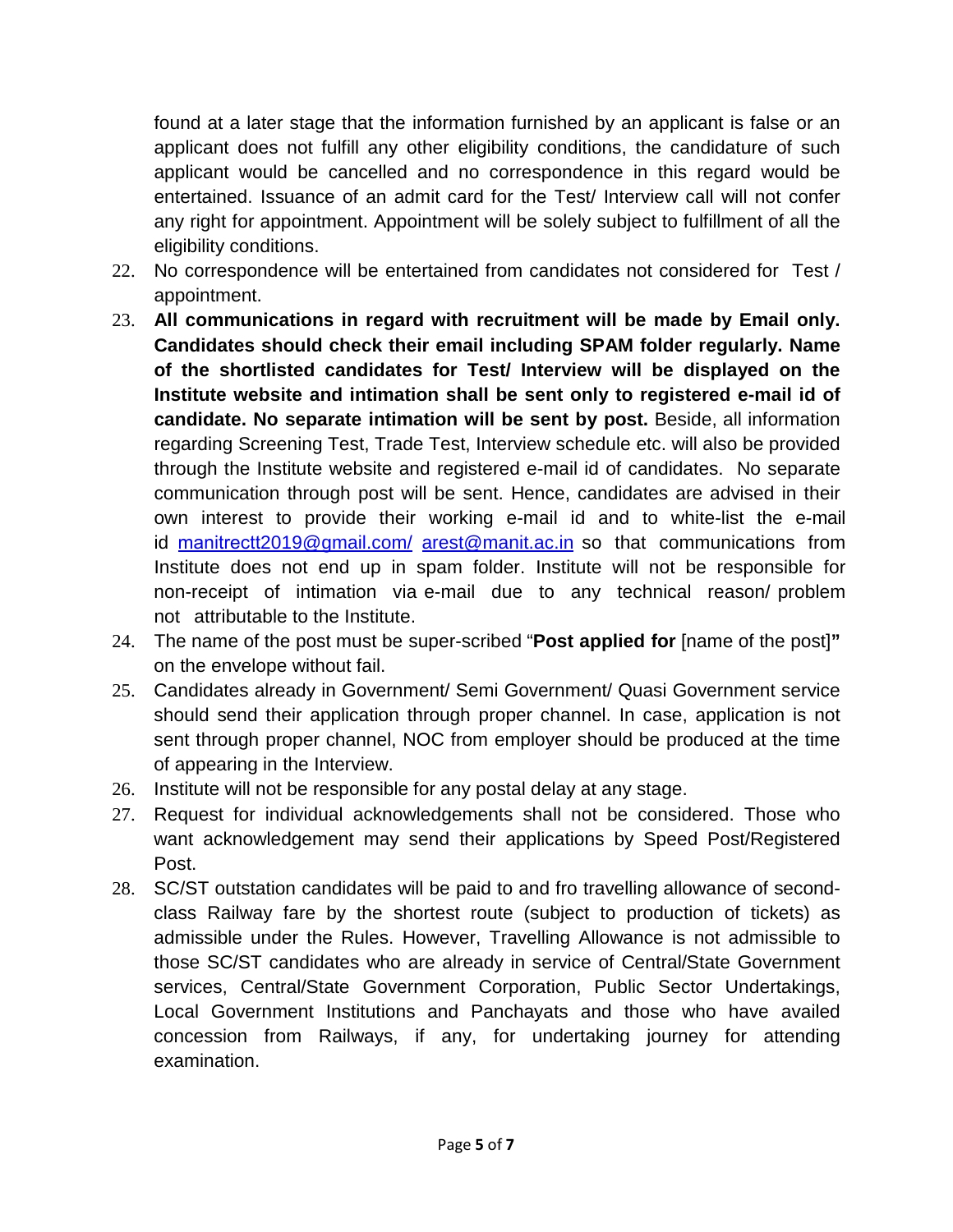found at a later stage that the information furnished by an applicant is false or an applicant does not fulfill any other eligibility conditions, the candidature of such applicant would be cancelled and no correspondence in this regard would be entertained. Issuance of an admit card for the Test/ Interview call will not confer any right for appointment. Appointment will be solely subject to fulfillment of all the eligibility conditions.

22. No correspondence will be entertained from candidates not considered for Test / appointment.
23. **All communications in regard with recruitment will be made by Email only. Candidates should check their email including SPAM folder regularly. Name of the shortlisted candidates for Test/ Interview will be displayed on the Institute website and intimation shall be sent only to registered e-mail id of candidate. No separate intimation will be sent by post.** Beside, all information regarding Screening Test, Trade Test, Interview schedule etc. will also be provided through the Institute website and registered e-mail id of candidates. No separate communication through post will be sent. Hence, candidates are advised in their own interest to provide their working e-mail id and to white-list the e-mail id manitrectt2019@gmail.com/ arest@manit.ac.in so that communications from Institute does not end up in spam folder. Institute will not be responsible for non-receipt of intimation via e-mail due to any technical reason/ problem not attributable to the Institute.
24. The name of the post must be super-scribed "**Post applied for** [name of the post]**"** on the envelope without fail.
25. Candidates already in Government/ Semi Government/ Quasi Government service should send their application through proper channel. In case, application is not sent through proper channel, NOC from employer should be produced at the time of appearing in the Interview.
26. Institute will not be responsible for any postal delay at any stage.
27. Request for individual acknowledgements shall not be considered. Those who want acknowledgement may send their applications by Speed Post/Registered Post.
28. SC/ST outstation candidates will be paid to and fro travelling allowance of second-class Railway fare by the shortest route (subject to production of tickets) as admissible under the Rules. However, Travelling Allowance is not admissible to those SC/ST candidates who are already in service of Central/State Government services, Central/State Government Corporation, Public Sector Undertakings, Local Government Institutions and Panchayats and those who have availed concession from Railways, if any, for undertaking journey for attending examination.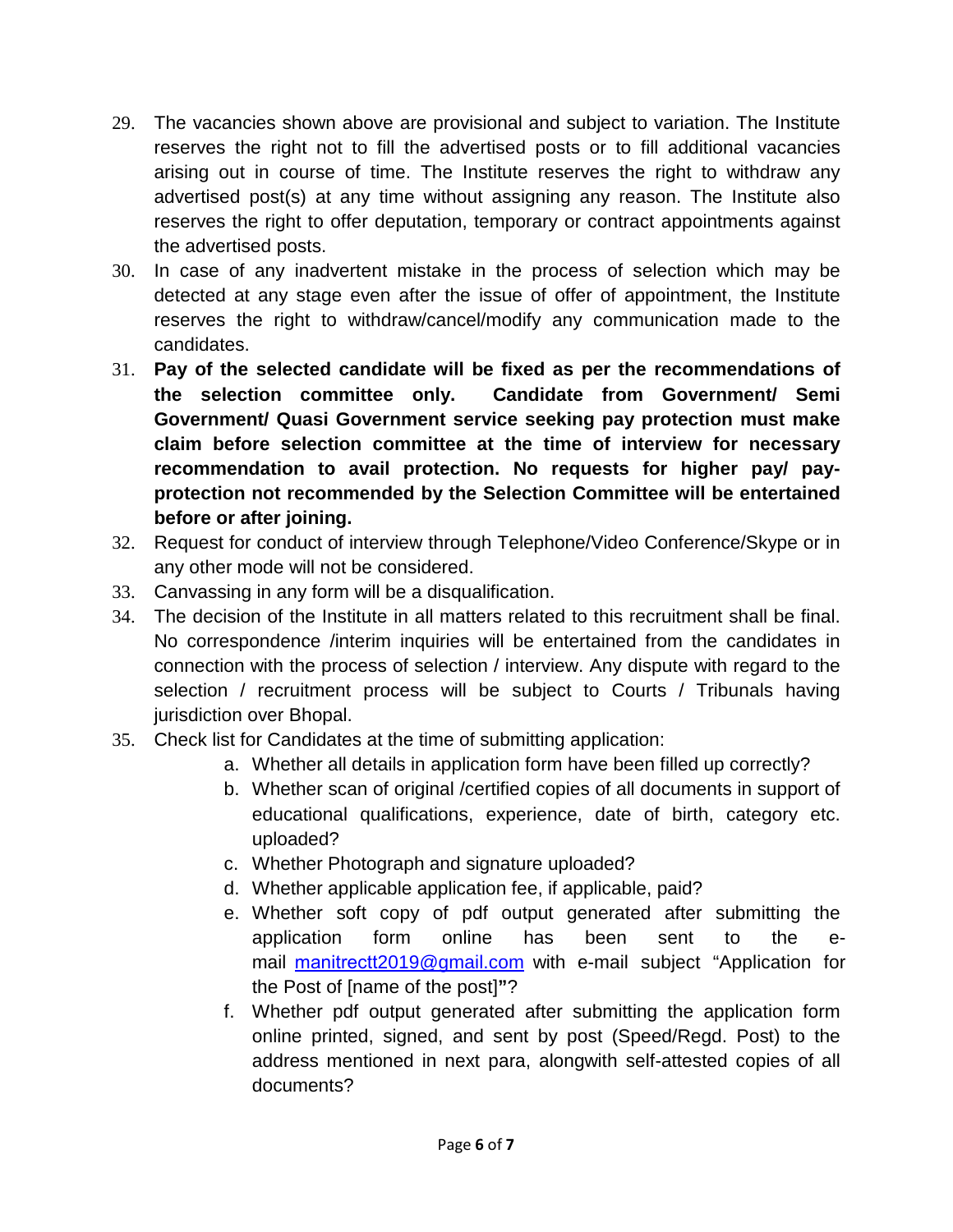29. The vacancies shown above are provisional and subject to variation. The Institute reserves the right not to fill the advertised posts or to fill additional vacancies arising out in course of time. The Institute reserves the right to withdraw any advertised post(s) at any time without assigning any reason. The Institute also reserves the right to offer deputation, temporary or contract appointments against the advertised posts.
30. In case of any inadvertent mistake in the process of selection which may be detected at any stage even after the issue of offer of appointment, the Institute reserves the right to withdraw/cancel/modify any communication made to the candidates.
31. **Pay of the selected candidate will be fixed as per the recommendations of the selection committee only. Candidate from Government/ Semi Government/ Quasi Government service seeking pay protection must make claim before selection committee at the time of interview for necessary recommendation to avail protection. No requests for higher pay/ pay-protection not recommended by the Selection Committee will be entertained before or after joining.**
32. Request for conduct of interview through Telephone/Video Conference/Skype or in any other mode will not be considered.
33. Canvassing in any form will be a disqualification.
34. The decision of the Institute in all matters related to this recruitment shall be final. No correspondence /interim inquiries will be entertained from the candidates in connection with the process of selection / interview. Any dispute with regard to the selection / recruitment process will be subject to Courts / Tribunals having jurisdiction over Bhopal.
35. Check list for Candidates at the time of submitting application:
    a. Whether all details in application form have been filled up correctly?
    b. Whether scan of original /certified copies of all documents in support of educational qualifications, experience, date of birth, category etc. uploaded?
    c. Whether Photograph and signature uploaded?
    d. Whether applicable application fee, if applicable, paid?
    e. Whether soft copy of pdf output generated after submitting the application form online has been sent to the e-mail manitrectt2019@gmail.com with e-mail subject "Application for the Post of [name of the post]"?
    f. Whether pdf output generated after submitting the application form online printed, signed, and sent by post (Speed/Regd. Post) to the address mentioned in next para, alongwith self-attested copies of all documents?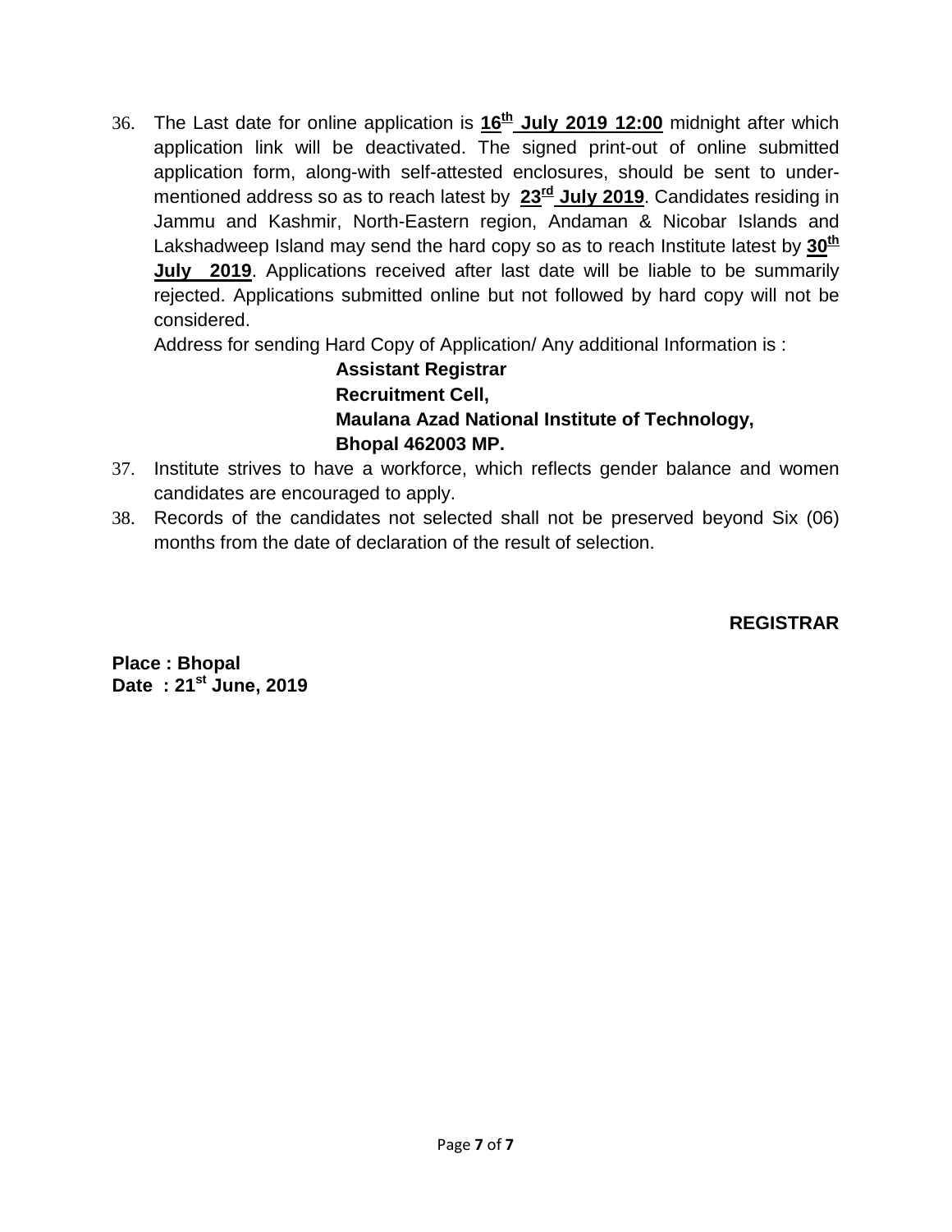36. The Last date for online application is **16th July 2019 12:00** midnight after which application link will be deactivated. The signed print-out of online submitted application form, along-with self-attested enclosures, should be sent to under-mentioned address so as to reach latest by **23rd July 2019**. Candidates residing in Jammu and Kashmir, North-Eastern region, Andaman & Nicobar Islands and Lakshadweep Island may send the hard copy so as to reach Institute latest by **30th July 2019**. Applications received after last date will be liable to be summarily rejected. Applications submitted online but not followed by hard copy will not be considered.

    Address for sending Hard Copy of Application/ Any additional Information is :

    **Assistant Registrar**
    **Recruitment Cell,**
    **Maulana Azad National Institute of Technology,**
    **Bhopal 462003 MP.**

37. Institute strives to have a workforce, which reflects gender balance and women candidates are encouraged to apply.
38. Records of the candidates not selected shall not be preserved beyond Six (06) months from the date of declaration of the result of selection.

**REGISTRAR**

**Place : Bhopal**
**Date : 21st June, 2019**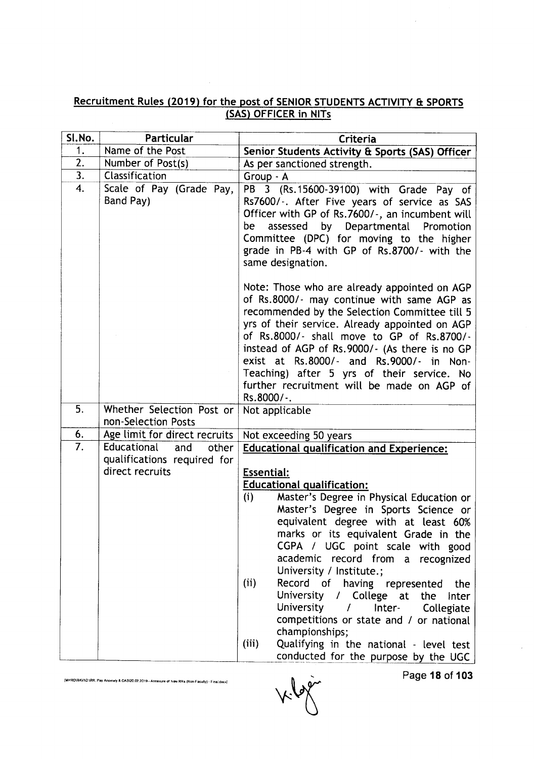## Recruitment Rules (2019) for the post of SENIOR STUDENTS ACTIVITY & SPORTS (SAS) OFFICER in NITs

| Sl.No. | Particular | Criteria |
|---|---|---|
| 1. | Name of the Post | **Senior Students Activity & Sports (SAS) Officer** |
| 2. | Number of Post(s) | As per sanctioned strength. |
| 3. | Classification | Group - A |
| 4. | Scale of Pay (Grade Pay, Band Pay) | PB 3 (Rs.15600-39100) with Grade Pay of Rs7600/-. After Five years of service as SAS Officer with GP of Rs.7600/-, an incumbent will be assessed by Departmental Promotion Committee (DPC) for moving to the higher grade in PB-4 with GP of Rs.8700/- with the same designation.<br><br>Note: Those who are already appointed on AGP of Rs.8000/- may continue with same AGP as recommended by the Selection Committee till 5 yrs of their service. Already appointed on AGP of Rs.8000/- shall move to GP of Rs.8700/- instead of AGP of Rs.9000/- (As there is no GP exist at Rs.8000/- and Rs.9000/- in Non-Teaching) after 5 yrs of their service. No further recruitment will be made on AGP of Rs.8000/-. |
| 5. | Whether Selection Post or non-Selection Posts | Not applicable |
| 6. | Age limit for direct recruits | Not exceeding 50 years |
| 7. | Educational and other qualifications required for direct recruits | **Educational qualification and Experience:**<br><br>**Essential:**<br>**Educational qualification:**<br>(i) Master's Degree in Physical Education or Master's Degree in Sports Science or equivalent degree with at least 60% marks or its equivalent Grade in the CGPA / UGC point scale with good academic record from a recognized University / Institute.;<br>(ii) Record of having represented the University / College at the Inter University / Inter- Collegiate competitions or state and / or national championships;<br>(iii) Qualifying in the national - level test conducted for the purpose by the UGC |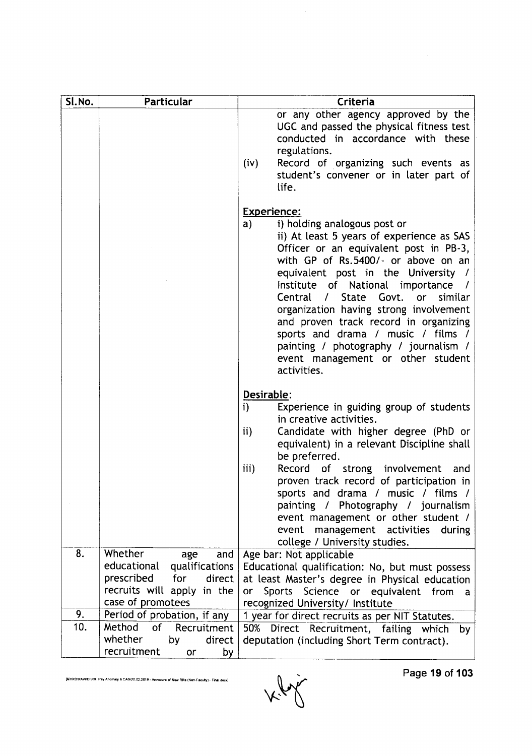| Sl.No. | Particular | Criteria |
| --- | --- | --- |
| | | or any other agency approved by the UGC and passed the physical fitness test conducted in accordance with these regulations.<br>(iv) Record of organizing such events as student's convener or in later part of life.<br><br>**Experience:**<br>a) i) holding analogous post or<br>ii) At least 5 years of experience as SAS Officer or an equivalent post in PB-3, with GP of Rs.5400/- or above on an equivalent post in the University / Institute of National importance / Central / State Govt. or similar organization having strong involvement and proven track record in organizing sports and drama / music / films / painting / photography / journalism / event management or other student activities.<br><br>**Desirable:**<br>i) Experience in guiding group of students in creative activities.<br>ii) Candidate with higher degree (PhD or equivalent) in a relevant Discipline shall be preferred.<br>iii) Record of strong involvement and proven track record of participation in sports and drama / music / films / painting / Photography / journalism event management or other student / event management activities during college / University studies. |
| 8. | Whether age and educational qualifications prescribed for direct recruits will apply in the case of promotees | Age bar: Not applicable<br>Educational qualification: No, but must possess at least Master's degree in Physical education or Sports Science or equivalent from a recognized University/ Institute |
| 9. | Period of probation, if any | 1 year for direct recruits as per NIT Statutes. |
| 10. | Method of Recruitment whether by direct recruitment or by | 50% Direct Recruitment, failing which by deputation (including Short Term contract). |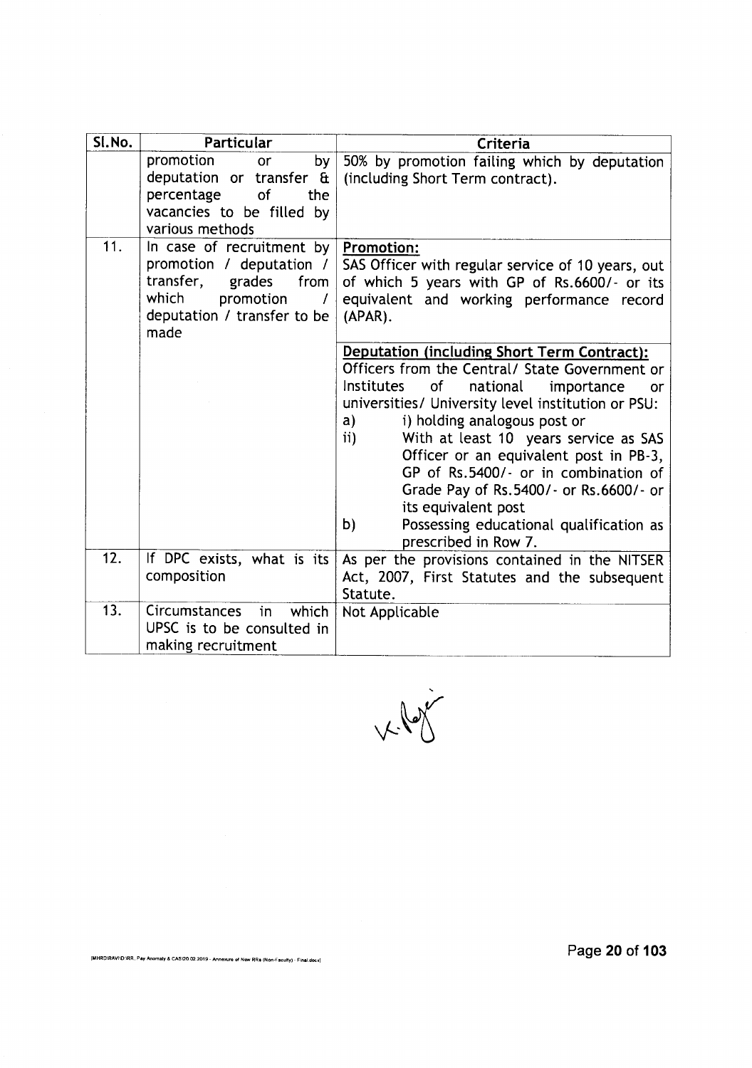| Sl.No. | Particular | Criteria |
| --- | --- | --- |
| | promotion or by deputation or transfer & percentage of the vacancies to be filled by various methods | 50% by promotion failing which by deputation (including Short Term contract). |
| 11. | In case of recruitment by promotion / deputation / transfer, grades from which promotion / deputation / transfer to be made | **Promotion:**<br>SAS Officer with regular service of 10 years, out of which 5 years with GP of Rs.6600/- or its equivalent and working performance record (APAR). |
| | | **Deputation (including Short Term Contract):**<br>Officers from the Central/ State Government or Institutes of national importance or universities/ University level institution or PSU:<br>a) i) holding analogous post or<br>ii) With at least 10 years service as SAS Officer or an equivalent post in PB-3, GP of Rs.5400/- or in combination of Grade Pay of Rs.5400/- or Rs.6600/- or its equivalent post<br>b) Possessing educational qualification as prescribed in Row 7. |
| 12. | If DPC exists, what is its composition | As per the provisions contained in the NITSER Act, 2007, First Statutes and the subsequent Statute. |
| 13. | Circumstances in which UPSC is to be consulted in making recruitment | Not Applicable |